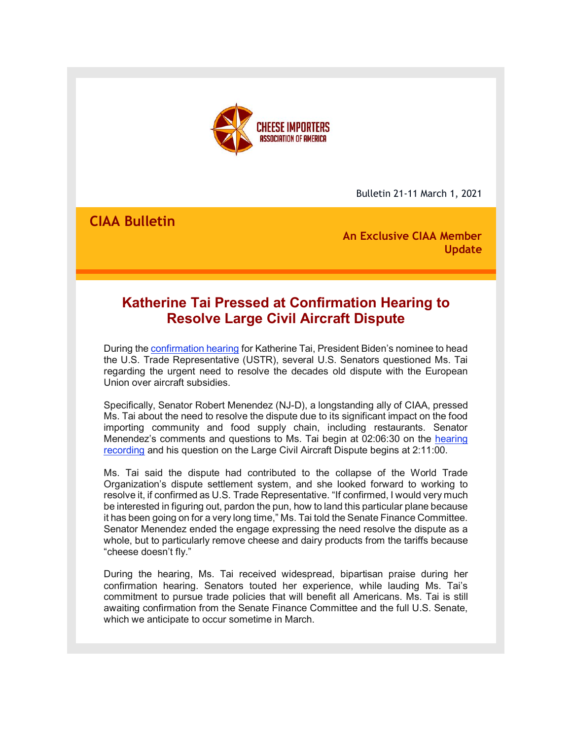CHEESE IMPORTERS ASSOCIATION OF AMERICA

Bulletin 21-11 March 1, 2021

**CIAA Bulletin**

**An Exclusive CIAA Member Update**

## Katherine Tai Pressed at Confirmation Hearing to Resolve Large Civil Aircraft Dispute

During the confirmation hearing for Katherine Tai, President Biden's nominee to head the U.S. Trade Representative (USTR), several U.S. Senators questioned Ms. Tai regarding the urgent need to resolve the decades old dispute with the European Union over aircraft subsidies.

Specifically, Senator Robert Menendez (NJ-D), a longstanding ally of CIAA, pressed Ms. Tai about the need to resolve the dispute due to its significant impact on the food importing community and food supply chain, including restaurants. Senator Menendez's comments and questions to Ms. Tai begin at 02:06:30 on the hearing recording and his question on the Large Civil Aircraft Dispute begins at 2:11:00.

Ms. Tai said the dispute had contributed to the collapse of the World Trade Organization's dispute settlement system, and she looked forward to working to resolve it, if confirmed as U.S. Trade Representative. "If confirmed, I would very much be interested in figuring out, pardon the pun, how to land this particular plane because it has been going on for a very long time," Ms. Tai told the Senate Finance Committee. Senator Menendez ended the engage expressing the need resolve the dispute as a whole, but to particularly remove cheese and dairy products from the tariffs because "cheese doesn't fly."

During the hearing, Ms. Tai received widespread, bipartisan praise during her confirmation hearing. Senators touted her experience, while lauding Ms. Tai's commitment to pursue trade policies that will benefit all Americans. Ms. Tai is still awaiting confirmation from the Senate Finance Committee and the full U.S. Senate, which we anticipate to occur sometime in March.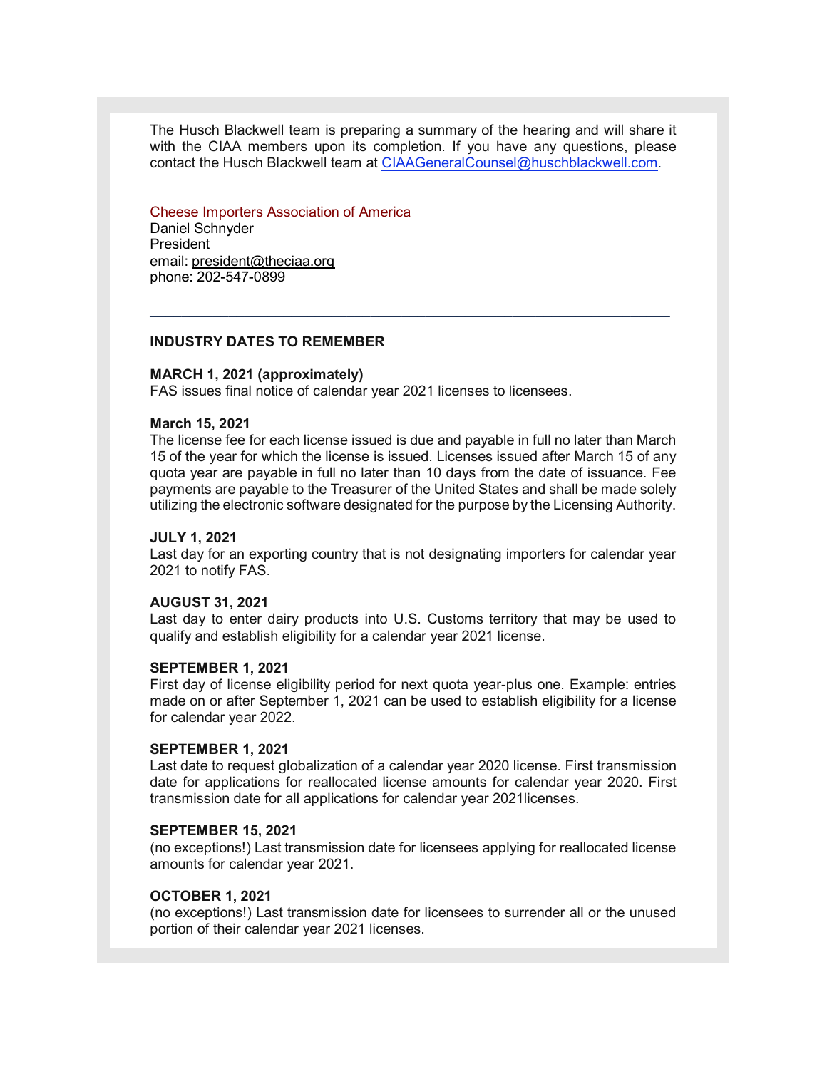The Husch Blackwell team is preparing a summary of the hearing and will share it with the CIAA members upon its completion. If you have any questions, please contact the Husch Blackwell team at CIAAGeneralCounsel@huschblackwell.com.

Cheese Importers Association of America
Daniel Schnyder
President
email: president@theciaa.org
phone: 202-547-0899

---

**INDUSTRY DATES TO REMEMBER**

**MARCH 1, 2021 (approximately)**
FAS issues final notice of calendar year 2021 licenses to licensees.

**March 15, 2021**
The license fee for each license issued is due and payable in full no later than March 15 of the year for which the license is issued. Licenses issued after March 15 of any quota year are payable in full no later than 10 days from the date of issuance. Fee payments are payable to the Treasurer of the United States and shall be made solely utilizing the electronic software designated for the purpose by the Licensing Authority.

**JULY 1, 2021**
Last day for an exporting country that is not designating importers for calendar year 2021 to notify FAS.

**AUGUST 31, 2021**
Last day to enter dairy products into U.S. Customs territory that may be used to qualify and establish eligibility for a calendar year 2021 license.

**SEPTEMBER 1, 2021**
First day of license eligibility period for next quota year-plus one. Example: entries made on or after September 1, 2021 can be used to establish eligibility for a license for calendar year 2022.

**SEPTEMBER 1, 2021**
Last date to request globalization of a calendar year 2020 license. First transmission date for applications for reallocated license amounts for calendar year 2020. First transmission date for all applications for calendar year 2021licenses.

**SEPTEMBER 15, 2021**
(no exceptions!) Last transmission date for licensees applying for reallocated license amounts for calendar year 2021.

**OCTOBER 1, 2021**
(no exceptions!) Last transmission date for licensees to surrender all or the unused portion of their calendar year 2021 licenses.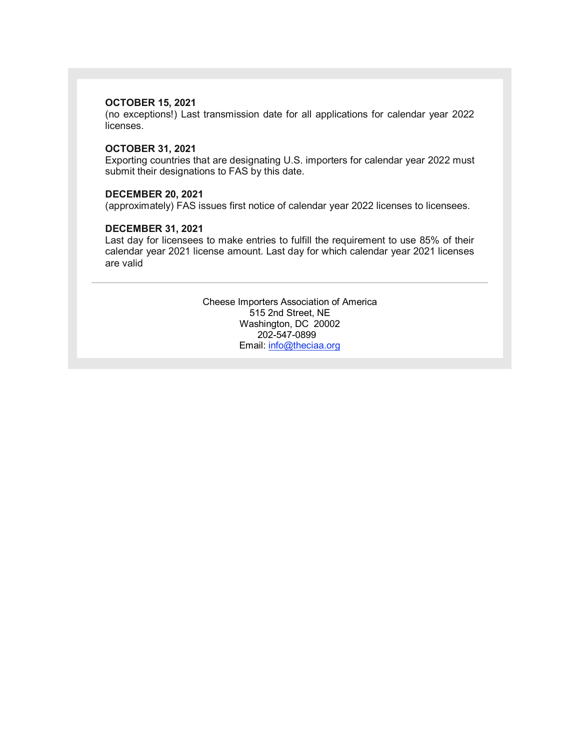**OCTOBER 15, 2021**
(no exceptions!) Last transmission date for all applications for calendar year 2022 licenses.

**OCTOBER 31, 2021**
Exporting countries that are designating U.S. importers for calendar year 2022 must submit their designations to FAS by this date.

**DECEMBER 20, 2021**
(approximately) FAS issues first notice of calendar year 2022 licenses to licensees.

**DECEMBER 31, 2021**
Last day for licensees to make entries to fulfill the requirement to use 85% of their calendar year 2021 license amount. Last day for which calendar year 2021 licenses are valid

---

Cheese Importers Association of America
515 2nd Street, NE
Washington, DC 20002
202-547-0899
Email: info@theciaa.org